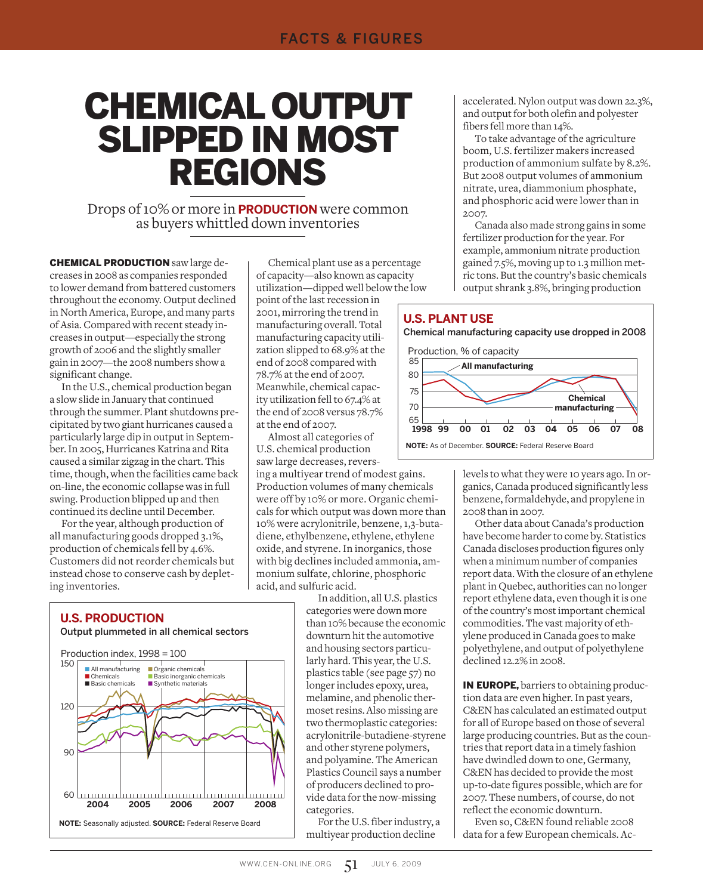# CHEMICAL OUTPUT SLIPPED IN MOST REGIONS

Drops of 10% or more in **PRODUCTION** were common as buyers whittled down inventories

**CHEMICAL PRODUCTION** saw large decreases in 2008 as companies responded to lower demand from battered customers throughout the economy. Output declined in North America, Europe, and many parts of Asia. Compared with recent steady increases in output—especially the strong growth of 2006 and the slightly smaller gain in 2007—the 2008 numbers show a significant change.

In the U.S., chemical production began a slow slide in January that continued through the summer. Plant shutdowns precipitated by two giant hurricanes caused a particularly large dip in output in September. In 2005, Hurricanes Katrina and Rita caused a similar zigzag in the chart. This time, though, when the facilities came back on-line, the economic collapse was in full swing. Production blipped up and then continued its decline until December.

For the year, although production of all manufacturing goods dropped 3.1%, production of chemicals fell by 4.6%. Customers did not reorder chemicals but instead chose to conserve cash by depleting inventories.

Chemical plant use as a percentage of capacity—also known as capacity utilization—dipped well below the low point of the last recession in 2001, mirroring the trend in manufacturing overall. Total manufacturing capacity utilization slipped to 68.9% at the end of 2008 compared with 78.7% at the end of 2007. Meanwhile, chemical capacity utilization fell to 67.4% at the end of 2008 versus 78.7% at the end of 2007.

Almost all categories of U.S. chemical production saw large decreases, reversing a multiyear trend of modest gains. Production volumes of many chemicals were off by 10% or more. Organic chemicals for which output was down more than 10% were acrylonitrile, benzene, 1,3-butadiene, ethylbenzene, ethylene, ethylene oxide, and styrene. In inorganics, those with big declines included ammonia, ammonium sulfate, chlorine, phosphoric acid, and sulfuric acid.

**U.S. PRODUCTION**
Output plummeted in all chemical sectors

Production index, 1998 = 100 (All manufacturing, Chemicals, Basic chemicals, Organic chemicals, Basic inorganic chemicals, Synthetic materials; 2004–2008)

NOTE: Seasonally adjusted. SOURCE: Federal Reserve Board

In addition, all U.S. plastics categories were down more than 10% because the economic downturn hit the automotive and housing sectors particularly hard. This year, the U.S. plastics table (see page 57) no longer includes epoxy, urea, melamine, and phenolic thermoset resins. Also missing are two thermoplastic categories: acrylonitrile-butadiene-styrene and other styrene polymers, and polyamine. The American Plastics Council says a number of producers declined to provide data for the now-missing categories.

For the U.S. fiber industry, a multiyear production decline accelerated. Nylon output was down 22.3%, and output for both olefin and polyester fibers fell more than 14%.

To take advantage of the agriculture boom, U.S. fertilizer makers increased production of ammonium sulfate by 8.2%. But 2008 output volumes of ammonium nitrate, urea, diammonium phosphate, and phosphoric acid were lower than in 2007.

Canada also made strong gains in some fertilizer production for the year. For example, ammonium nitrate production gained 7.5%, moving up to 1.3 million metric tons. But the country's basic chemicals output shrank 3.8%, bringing production levels to what they were 10 years ago. In organics, Canada produced significantly less benzene, formaldehyde, and propylene in 2008 than in 2007.

**U.S. PLANT USE**
Chemical manufacturing capacity use dropped in 2008

Production, % of capacity (All manufacturing, Chemical manufacturing; 1998–2008)

NOTE: As of December. SOURCE: Federal Reserve Board

Other data about Canada's production have become harder to come by. Statistics Canada discloses production figures only when a minimum number of companies report data. With the closure of an ethylene plant in Quebec, authorities can no longer report ethylene data, even though it is one of the country's most important chemical commodities. The vast majority of ethylene produced in Canada goes to make polyethylene, and output of polyethylene declined 12.2% in 2008.

**IN EUROPE,** barriers to obtaining production data are even higher. In past years, C&EN has calculated an estimated output for all of Europe based on those of several large producing countries. But as the countries that report data in a timely fashion have dwindled down to one, Germany, C&EN has decided to provide the most up-to-date figures possible, which are for 2007. These numbers, of course, do not reflect the economic downturn.

Even so, C&EN found reliable 2008 data for a few European chemicals. Ac-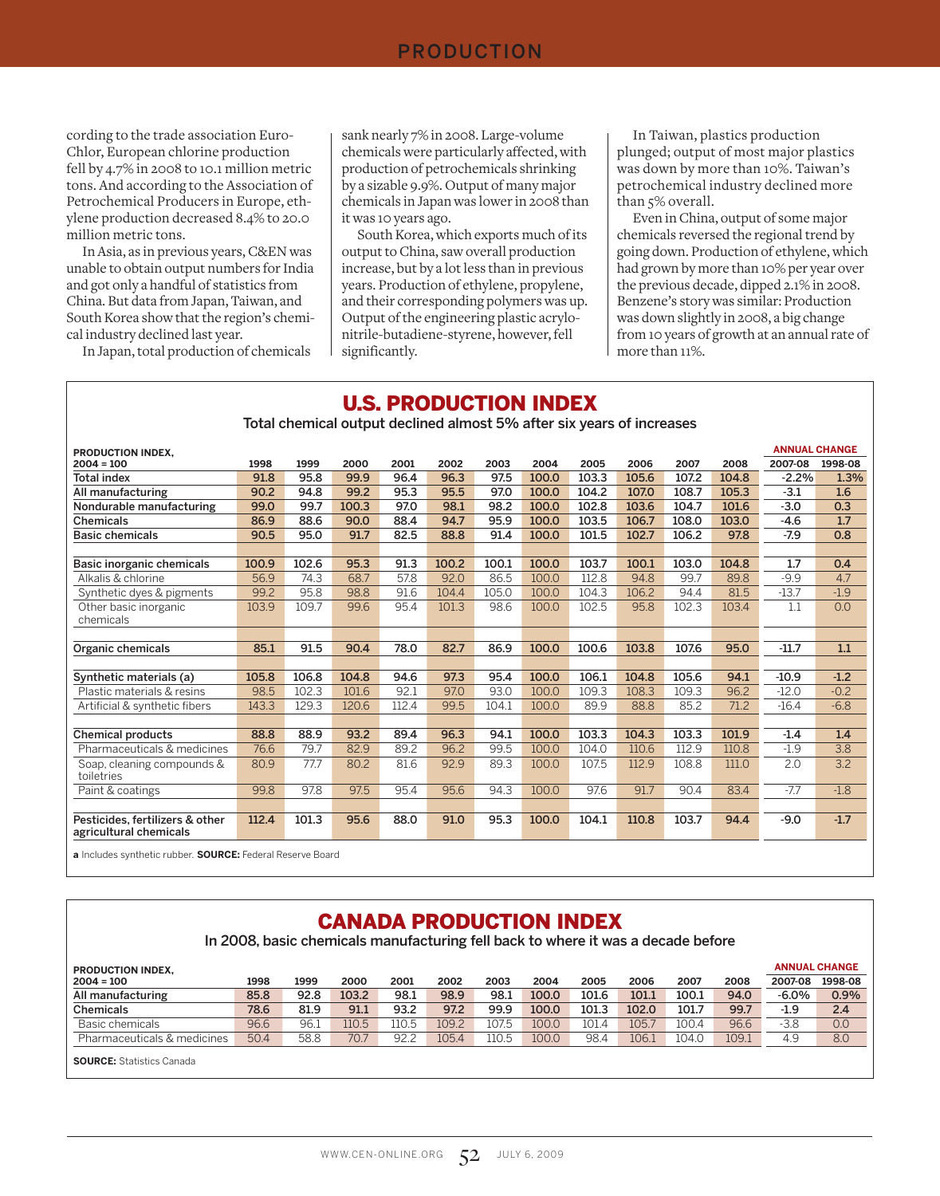cording to the trade association Euro-Chlor, European chlorine production fell by 4.7% in 2008 to 10.1 million metric tons. And according to the Association of Petrochemical Producers in Europe, ethylene production decreased 8.4% to 20.0 million metric tons.

In Asia, as in previous years, C&EN was unable to obtain output numbers for India and got only a handful of statistics from China. But data from Japan, Taiwan, and South Korea show that the region's chemical industry declined last year.

In Japan, total production of chemicals sank nearly 7% in 2008. Large-volume chemicals were particularly affected, with production of petrochemicals shrinking by a sizable 9.9%. Output of many major chemicals in Japan was lower in 2008 than it was 10 years ago.

South Korea, which exports much of its output to China, saw overall production increase, but by a lot less than in previous years. Production of ethylene, propylene, and their corresponding polymers was up. Output of the engineering plastic acrylonitrile-butadiene-styrene, however, fell significantly.

In Taiwan, plastics production plunged; output of most major plastics was down by more than 10%. Taiwan's petrochemical industry declined more than 5% overall.

Even in China, output of some major chemicals reversed the regional trend by going down. Production of ethylene, which had grown by more than 10% per year over the previous decade, dipped 2.1% in 2008. Benzene's story was similar: Production was down slightly in 2008, a big change from 10 years of growth at an annual rate of more than 11%.

## U.S. PRODUCTION INDEX

Total chemical output declined almost 5% after six years of increases

| PRODUCTION INDEX, 2004 = 100 | 1998 | 1999 | 2000 | 2001 | 2002 | 2003 | 2004 | 2005 | 2006 | 2007 | 2008 | ANNUAL CHANGE 2007-08 | 1998-08 |
|---|---|---|---|---|---|---|---|---|---|---|---|---|---|
| **Total index** | 91.8 | 95.8 | 99.9 | 96.4 | 96.3 | 97.5 | 100.0 | 103.3 | 105.6 | 107.2 | 104.8 | -2.2% | 1.3% |
| **All manufacturing** | 90.2 | 94.8 | 99.2 | 95.3 | 95.5 | 97.0 | 100.0 | 104.2 | 107.0 | 108.7 | 105.3 | -3.1 | 1.6 |
| **Nondurable manufacturing** | 99.0 | 99.7 | 100.3 | 97.0 | 98.1 | 98.2 | 100.0 | 102.8 | 103.6 | 104.7 | 101.6 | -3.0 | 0.3 |
| **Chemicals** | 86.9 | 88.6 | 90.0 | 88.4 | 94.7 | 95.9 | 100.0 | 103.5 | 106.7 | 108.0 | 103.0 | -4.6 | 1.7 |
| **Basic chemicals** | 90.5 | 95.0 | 91.7 | 82.5 | 88.8 | 91.4 | 100.0 | 101.5 | 102.7 | 106.2 | 97.8 | -7.9 | 0.8 |
| **Basic inorganic chemicals** | 100.9 | 102.6 | 95.3 | 91.3 | 100.2 | 100.1 | 100.0 | 103.7 | 100.1 | 103.0 | 104.8 | 1.7 | 0.4 |
| Alkalis & chlorine | 56.9 | 74.3 | 68.7 | 57.8 | 92.0 | 86.5 | 100.0 | 112.8 | 94.8 | 99.7 | 89.8 | -9.9 | 4.7 |
| Synthetic dyes & pigments | 99.2 | 95.8 | 98.8 | 91.6 | 104.4 | 105.0 | 100.0 | 104.3 | 106.2 | 94.4 | 81.5 | -13.7 | -1.9 |
| Other basic inorganic chemicals | 103.9 | 109.7 | 99.6 | 95.4 | 101.3 | 98.6 | 100.0 | 102.5 | 95.8 | 102.3 | 103.4 | 1.1 | 0.0 |
| **Organic chemicals** | 85.1 | 91.5 | 90.4 | 78.0 | 82.7 | 86.9 | 100.0 | 100.6 | 103.8 | 107.6 | 95.0 | -11.7 | 1.1 |
| **Synthetic materials (a)** | 105.8 | 106.8 | 104.8 | 94.6 | 97.3 | 95.4 | 100.0 | 106.1 | 104.8 | 105.6 | 94.1 | -10.9 | -1.2 |
| Plastic materials & resins | 98.5 | 102.3 | 101.6 | 92.1 | 97.0 | 93.0 | 100.0 | 109.3 | 108.3 | 109.3 | 96.2 | -12.0 | -0.2 |
| Artificial & synthetic fibers | 143.3 | 129.3 | 120.6 | 112.4 | 99.5 | 104.1 | 100.0 | 89.9 | 88.8 | 85.2 | 71.2 | -16.4 | -6.8 |
| **Chemical products** | 88.8 | 88.9 | 93.2 | 89.4 | 96.3 | 94.1 | 100.0 | 103.3 | 104.3 | 103.3 | 101.9 | -1.4 | 1.4 |
| Pharmaceuticals & medicines | 76.6 | 79.7 | 82.9 | 89.2 | 96.2 | 99.5 | 100.0 | 104.0 | 110.6 | 112.9 | 110.8 | -1.9 | 3.8 |
| Soap, cleaning compounds & toiletries | 80.9 | 77.7 | 80.2 | 81.6 | 92.9 | 89.3 | 100.0 | 107.5 | 112.9 | 108.8 | 111.0 | 2.0 | 3.2 |
| Paint & coatings | 99.8 | 97.8 | 97.5 | 95.4 | 95.6 | 94.3 | 100.0 | 97.6 | 91.7 | 90.4 | 83.4 | -7.7 | -1.8 |
| **Pesticides, fertilizers & other agricultural chemicals** | 112.4 | 101.3 | 95.6 | 88.0 | 91.0 | 95.3 | 100.0 | 104.1 | 110.8 | 103.7 | 94.4 | -9.0 | -1.7 |

**a** Includes synthetic rubber. **SOURCE:** Federal Reserve Board

## CANADA PRODUCTION INDEX

In 2008, basic chemicals manufacturing fell back to where it was a decade before

| PRODUCTION INDEX, 2004 = 100 | 1998 | 1999 | 2000 | 2001 | 2002 | 2003 | 2004 | 2005 | 2006 | 2007 | 2008 | ANNUAL CHANGE 2007-08 | 1998-08 |
|---|---|---|---|---|---|---|---|---|---|---|---|---|---|
| **All manufacturing** | 85.8 | 92.8 | 103.2 | 98.1 | 98.9 | 98.1 | 100.0 | 101.6 | 101.1 | 100.1 | 94.0 | -6.0% | 0.9% |
| **Chemicals** | 78.6 | 81.9 | 91.1 | 93.2 | 97.2 | 99.9 | 100.0 | 101.3 | 102.0 | 101.7 | 99.7 | -1.9 | 2.4 |
| Basic chemicals | 96.6 | 96.1 | 110.5 | 110.5 | 109.2 | 107.5 | 100.0 | 101.4 | 105.7 | 100.4 | 96.6 | -3.8 | 0.0 |
| Pharmaceuticals & medicines | 50.4 | 58.8 | 70.7 | 92.2 | 105.4 | 110.5 | 100.0 | 98.4 | 106.1 | 104.0 | 109.1 | 4.9 | 8.0 |

**SOURCE:** Statistics Canada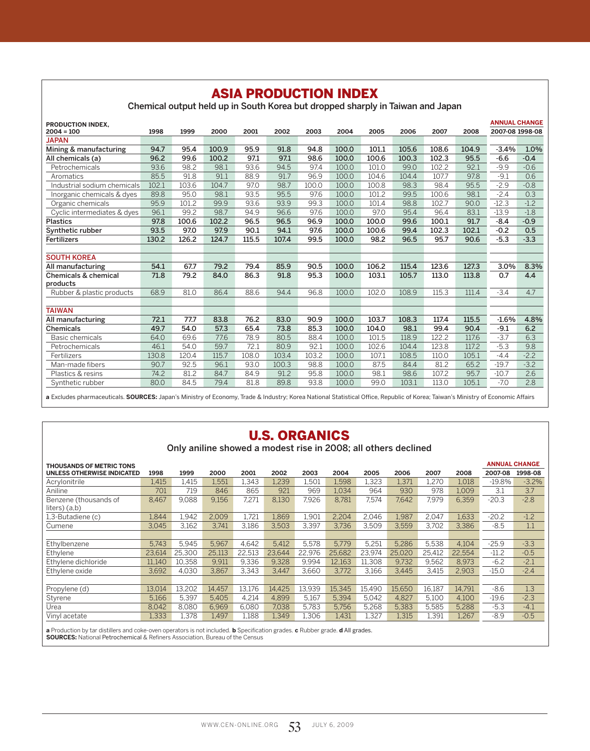## ASIA PRODUCTION INDEX

Chemical output held up in South Korea but dropped sharply in Taiwan and Japan

| PRODUCTION INDEX, 2004 = 100 | 1998 | 1999 | 2000 | 2001 | 2002 | 2003 | 2004 | 2005 | 2006 | 2007 | 2008 | ANNUAL CHANGE 2007-08 | 1998-08 |
|---|---|---|---|---|---|---|---|---|---|---|---|---|---|
| **JAPAN** | | | | | | | | | | | | | |
| **Mining & manufacturing** | 94.7 | 95.4 | 100.9 | 95.9 | 91.8 | 94.8 | 100.0 | 101.1 | 105.6 | 108.6 | 104.9 | -3.4% | 1.0% |
| **All chemicals (a)** | 96.2 | 99.6 | 100.2 | 97.1 | 97.1 | 98.6 | 100.0 | 100.6 | 100.3 | 102.3 | 95.5 | -6.6 | -0.4 |
| Petrochemicals | 93.6 | 98.2 | 98.1 | 93.6 | 94.5 | 97.4 | 100.0 | 101.0 | 99.0 | 102.2 | 92.1 | -9.9 | -0.6 |
| Aromatics | 85.5 | 91.8 | 91.1 | 88.9 | 91.7 | 96.9 | 100.0 | 104.6 | 104.4 | 107.7 | 97.8 | -9.1 | 0.6 |
| Industrial sodium chemicals | 102.1 | 103.6 | 104.7 | 97.0 | 98.7 | 100.0 | 100.0 | 100.8 | 98.3 | 98.4 | 95.5 | -2.9 | -0.8 |
| Inorganic chemicals & dyes | 89.8 | 95.0 | 98.1 | 93.5 | 95.5 | 97.6 | 100.0 | 101.2 | 99.5 | 100.6 | 98.1 | -2.4 | 0.3 |
| Organic chemicals | 95.9 | 101.2 | 99.9 | 93.6 | 93.9 | 99.3 | 100.0 | 101.4 | 98.8 | 102.7 | 90.0 | -12.3 | -1.2 |
| Cyclic intermediates & dyes | 96.1 | 99.2 | 98.7 | 94.9 | 96.6 | 97.6 | 100.0 | 97.0 | 95.4 | 96.4 | 83.1 | -13.9 | -1.8 |
| **Plastics** | 97.8 | 100.6 | 102.2 | 96.5 | 96.5 | 96.9 | 100.0 | 100.0 | 99.6 | 100.1 | 91.7 | -8.4 | -0.9 |
| **Synthetic rubber** | 93.5 | 97.0 | 97.9 | 90.1 | 94.1 | 97.6 | 100.0 | 100.6 | 99.4 | 102.3 | 102.1 | -0.2 | 0.5 |
| **Fertilizers** | 130.2 | 126.2 | 124.7 | 115.5 | 107.4 | 99.5 | 100.0 | 98.2 | 96.5 | 95.7 | 90.6 | -5.3 | -3.3 |
| **SOUTH KOREA** | | | | | | | | | | | | | |
| **All manufacturing** | 54.1 | 67.7 | 79.2 | 79.4 | 85.9 | 90.5 | 100.0 | 106.2 | 115.4 | 123.6 | 127.3 | 3.0% | 8.3% |
| **Chemicals & chemical products** | 71.8 | 79.2 | 84.0 | 86.3 | 91.8 | 95.3 | 100.0 | 103.1 | 105.7 | 113.0 | 113.8 | 0.7 | 4.4 |
| Rubber & plastic products | 68.9 | 81.0 | 86.4 | 88.6 | 94.4 | 96.8 | 100.0 | 102.0 | 108.9 | 115.3 | 111.4 | -3.4 | 4.7 |
| **TAIWAN** | | | | | | | | | | | | | |
| **All manufacturing** | 72.1 | 77.7 | 83.8 | 76.2 | 83.0 | 90.9 | 100.0 | 103.7 | 108.3 | 117.4 | 115.5 | -1.6% | 4.8% |
| **Chemicals** | 49.7 | 54.0 | 57.3 | 65.4 | 73.8 | 85.3 | 100.0 | 104.0 | 98.1 | 99.4 | 90.4 | -9.1 | 6.2 |
| Basic chemicals | 64.0 | 69.6 | 77.6 | 78.9 | 80.5 | 88.4 | 100.0 | 101.5 | 118.9 | 122.2 | 117.6 | -3.7 | 6.3 |
| Petrochemicals | 46.1 | 54.0 | 59.7 | 72.1 | 80.9 | 92.1 | 100.0 | 102.6 | 104.4 | 123.8 | 117.2 | -5.3 | 9.8 |
| Fertilizers | 130.8 | 120.4 | 115.7 | 108.0 | 103.4 | 103.2 | 100.0 | 107.1 | 108.5 | 110.0 | 105.1 | -4.4 | -2.2 |
| Man-made fibers | 90.7 | 92.5 | 96.1 | 93.0 | 100.3 | 98.8 | 100.0 | 87.5 | 84.4 | 81.2 | 65.2 | -19.7 | -3.2 |
| Plastics & resins | 74.2 | 81.2 | 84.7 | 84.9 | 91.2 | 95.8 | 100.0 | 98.1 | 98.6 | 107.2 | 95.7 | -10.7 | 2.6 |
| Synthetic rubber | 80.0 | 84.5 | 79.4 | 81.8 | 89.8 | 93.8 | 100.0 | 99.0 | 103.1 | 113.0 | 105.1 | -7.0 | 2.8 |

**a** Excludes pharmaceuticals. **SOURCES:** Japan's Ministry of Economy, Trade & Industry; Korea National Statistical Office, Republic of Korea; Taiwan's Ministry of Economic Affairs

## U.S. ORGANICS

Only aniline showed a modest rise in 2008; all others declined

| THOUSANDS OF METRIC TONS UNLESS OTHERWISE INDICATED | 1998 | 1999 | 2000 | 2001 | 2002 | 2003 | 2004 | 2005 | 2006 | 2007 | 2008 | ANNUAL CHANGE 2007-08 | 1998-08 |
|---|---|---|---|---|---|---|---|---|---|---|---|---|---|
| Acrylonitrile | 1,415 | 1,415 | 1,551 | 1,343 | 1,239 | 1,501 | 1,598 | 1,323 | 1,371 | 1,270 | 1,018 | -19.8% | -3.2% |
| Aniline | 701 | 719 | 846 | 865 | 921 | 969 | 1,034 | 964 | 930 | 978 | 1,009 | 3.1 | 3.7 |
| Benzene (thousands of liters) (a,b) | 8,467 | 9,088 | 9,156 | 7,271 | 8,130 | 7,926 | 8,781 | 7,574 | 7,642 | 7,979 | 6,359 | -20.3 | -2.8 |
| 1,3-Butadiene (c) | 1,844 | 1,942 | 2,009 | 1,721 | 1,869 | 1,901 | 2,204 | 2,046 | 1,987 | 2,047 | 1,633 | -20.2 | -1.2 |
| Cumene | 3,045 | 3,162 | 3,741 | 3,186 | 3,503 | 3,397 | 3,736 | 3,509 | 3,559 | 3,702 | 3,386 | -8.5 | 1.1 |
| Ethylbenzene | 5,743 | 5,945 | 5,967 | 4,642 | 5,412 | 5,578 | 5,779 | 5,251 | 5,286 | 5,538 | 4,104 | -25.9 | -3.3 |
| Ethylene | 23,614 | 25,300 | 25,113 | 22,513 | 23,644 | 22,976 | 25,682 | 23,974 | 25,020 | 25,412 | 22,554 | -11.2 | -0.5 |
| Ethylene dichloride | 11,140 | 10,358 | 9,911 | 9,336 | 9,328 | 9,994 | 12,163 | 11,308 | 9,732 | 9,562 | 8,973 | -6.2 | -2.1 |
| Ethylene oxide | 3,692 | 4,030 | 3,867 | 3,343 | 3,447 | 3,660 | 3,772 | 3,166 | 3,445 | 3,415 | 2,903 | -15.0 | -2.4 |
| Propylene (d) | 13,014 | 13,202 | 14,457 | 13,176 | 14,425 | 13,939 | 15,345 | 15,490 | 15,650 | 16,187 | 14,791 | -8.6 | 1.3 |
| Styrene | 5,166 | 5,397 | 5,405 | 4,214 | 4,899 | 5,167 | 5,394 | 5,042 | 4,827 | 5,100 | 4,100 | -19.6 | -2.3 |
| Urea | 8,042 | 8,080 | 6,969 | 6,080 | 7,038 | 5,783 | 5,756 | 5,268 | 5,383 | 5,585 | 5,288 | -5.3 | -4.1 |
| Vinyl acetate | 1,333 | 1,378 | 1,497 | 1,188 | 1,349 | 1,306 | 1,431 | 1,327 | 1,315 | 1,391 | 1,267 | -8.9 | -0.5 |

**a** Production by tar distillers and coke-oven operators is not included. **b** Specification grades. **c** Rubber grade. **d** All grades.
**SOURCES:** National Petrochemical & Refiners Association, Bureau of the Census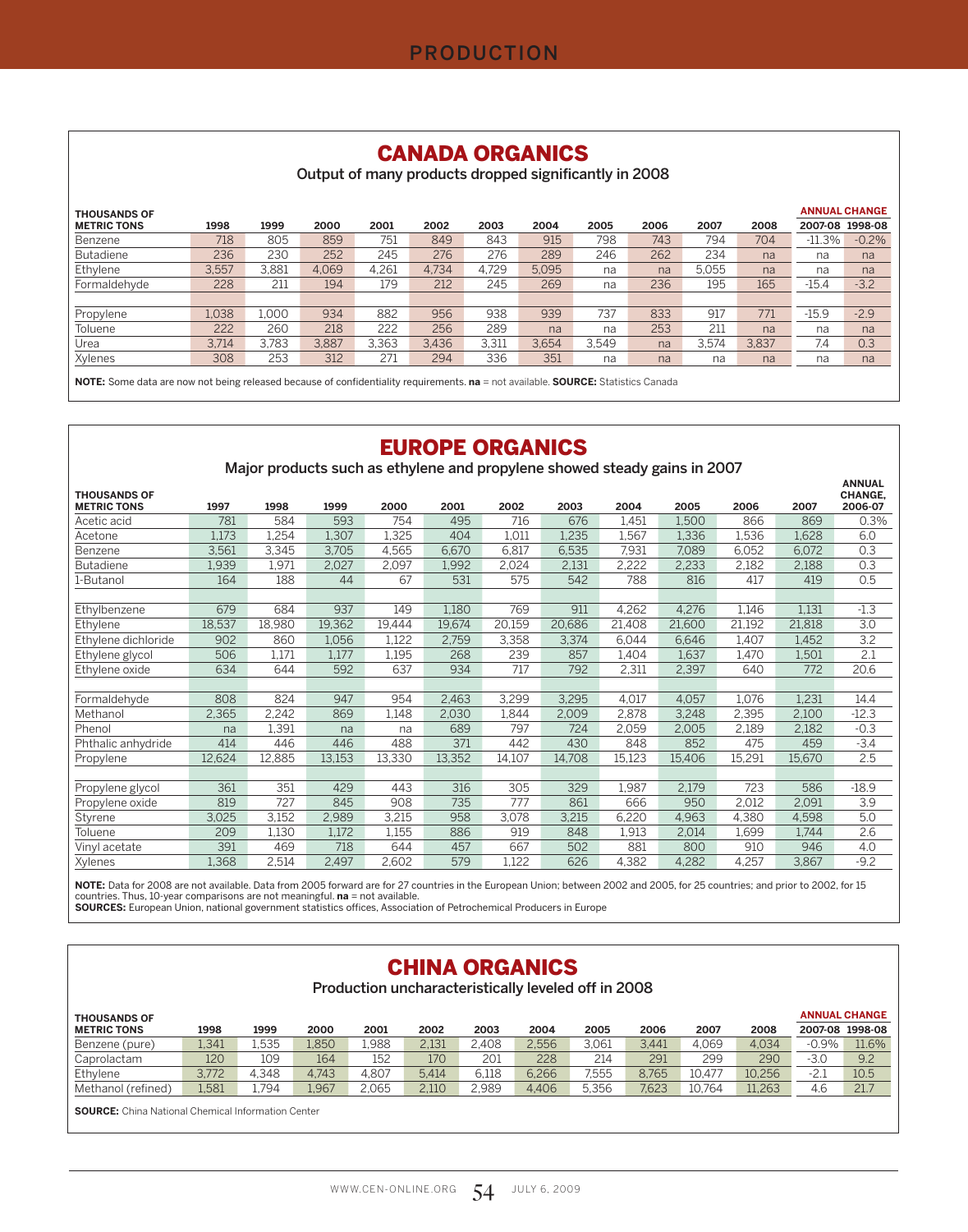## CANADA ORGANICS

Output of many products dropped significantly in 2008

| THOUSANDS OF METRIC TONS | 1998 | 1999 | 2000 | 2001 | 2002 | 2003 | 2004 | 2005 | 2006 | 2007 | 2008 | ANNUAL CHANGE 2007-08 | 1998-08 |
|---|---|---|---|---|---|---|---|---|---|---|---|---|---|
| Benzene | 718 | 805 | 859 | 751 | 849 | 843 | 915 | 798 | 743 | 794 | 704 | -11.3% | -0.2% |
| Butadiene | 236 | 230 | 252 | 245 | 276 | 276 | 289 | 246 | 262 | 234 | na | na | na |
| Ethylene | 3,557 | 3,881 | 4,069 | 4,261 | 4,734 | 4,729 | 5,095 | na | na | 5,055 | na | na | na |
| Formaldehyde | 228 | 211 | 194 | 179 | 212 | 245 | 269 | na | 236 | 195 | 165 | -15.4 | -3.2 |
| Propylene | 1,038 | 1,000 | 934 | 882 | 956 | 938 | 939 | 737 | 833 | 917 | 771 | -15.9 | -2.9 |
| Toluene | 222 | 260 | 218 | 222 | 256 | 289 | na | na | 253 | 211 | na | na | na |
| Urea | 3,714 | 3,783 | 3,887 | 3,363 | 3,436 | 3,311 | 3,654 | 3,549 | na | 3,574 | 3,837 | 7.4 | 0.3 |
| Xylenes | 308 | 253 | 312 | 271 | 294 | 336 | 351 | na | na | na | na | na | na |

**NOTE:** Some data are now not being released because of confidentiality requirements. **na** = not available. **SOURCE:** Statistics Canada

## EUROPE ORGANICS

Major products such as ethylene and propylene showed steady gains in 2007

| THOUSANDS OF METRIC TONS | 1997 | 1998 | 1999 | 2000 | 2001 | 2002 | 2003 | 2004 | 2005 | 2006 | 2007 | ANNUAL CHANGE, 2006-07 |
|---|---|---|---|---|---|---|---|---|---|---|---|---|
| Acetic acid | 781 | 584 | 593 | 754 | 495 | 716 | 676 | 1,451 | 1,500 | 866 | 869 | 0.3% |
| Acetone | 1,173 | 1,254 | 1,307 | 1,325 | 404 | 1,011 | 1,235 | 1,567 | 1,336 | 1,536 | 1,628 | 6.0 |
| Benzene | 3,561 | 3,345 | 3,705 | 4,565 | 6,670 | 6,817 | 6,535 | 7,931 | 7,089 | 6,052 | 6,072 | 0.3 |
| Butadiene | 1,939 | 1,971 | 2,027 | 2,097 | 1,992 | 2,024 | 2,131 | 2,222 | 2,233 | 2,182 | 2,188 | 0.3 |
| 1-Butanol | 164 | 188 | 44 | 67 | 531 | 575 | 542 | 788 | 816 | 417 | 419 | 0.5 |
| Ethylbenzene | 679 | 684 | 937 | 149 | 1,180 | 769 | 911 | 4,262 | 4,276 | 1,146 | 1,131 | -1.3 |
| Ethylene | 18,537 | 18,980 | 19,362 | 19,444 | 19,674 | 20,159 | 20,686 | 21,408 | 21,600 | 21,192 | 21,818 | 3.0 |
| Ethylene dichloride | 902 | 860 | 1,056 | 1,122 | 2,759 | 3,358 | 3,374 | 6,044 | 6,646 | 1,407 | 1,452 | 3.2 |
| Ethylene glycol | 506 | 1,171 | 1,177 | 1,195 | 268 | 239 | 857 | 1,404 | 1,637 | 1,470 | 1,501 | 2.1 |
| Ethylene oxide | 634 | 644 | 592 | 637 | 934 | 717 | 792 | 2,311 | 2,397 | 640 | 772 | 20.6 |
| Formaldehyde | 808 | 824 | 947 | 954 | 2,463 | 3,299 | 3,295 | 4,017 | 4,057 | 1,076 | 1,231 | 14.4 |
| Methanol | 2,365 | 2,242 | 869 | 1,148 | 2,030 | 1,844 | 2,009 | 2,878 | 3,248 | 2,395 | 2,100 | -12.3 |
| Phenol | na | 1,391 | na | na | 689 | 797 | 724 | 2,059 | 2,005 | 2,189 | 2,182 | -0.3 |
| Phthalic anhydride | 414 | 446 | 446 | 488 | 371 | 442 | 430 | 848 | 852 | 475 | 459 | -3.4 |
| Propylene | 12,624 | 12,885 | 13,153 | 13,330 | 13,352 | 14,107 | 14,708 | 15,123 | 15,406 | 15,291 | 15,670 | 2.5 |
| Propylene glycol | 361 | 351 | 429 | 443 | 316 | 305 | 329 | 1,987 | 2,179 | 723 | 586 | -18.9 |
| Propylene oxide | 819 | 727 | 845 | 908 | 735 | 777 | 861 | 666 | 950 | 2,012 | 2,091 | 3.9 |
| Styrene | 3,025 | 3,152 | 2,989 | 3,215 | 958 | 3,078 | 3,215 | 6,220 | 4,963 | 4,380 | 4,598 | 5.0 |
| Toluene | 209 | 1,130 | 1,172 | 1,155 | 886 | 919 | 848 | 1,913 | 2,014 | 1,699 | 1,744 | 2.6 |
| Vinyl acetate | 391 | 469 | 718 | 644 | 457 | 667 | 502 | 881 | 800 | 910 | 946 | 4.0 |
| Xylenes | 1,368 | 2,514 | 2,497 | 2,602 | 579 | 1,122 | 626 | 4,382 | 4,282 | 4,257 | 3,867 | -9.2 |

**NOTE:** Data for 2008 are not available. Data from 2005 forward are for 27 countries in the European Union; between 2002 and 2005, for 25 countries; and prior to 2002, for 15 countries. Thus, 10-year comparisons are not meaningful. **na** = not available.
**SOURCES:** European Union, national government statistics offices, Association of Petrochemical Producers in Europe

## CHINA ORGANICS

Production uncharacteristically leveled off in 2008

| THOUSANDS OF METRIC TONS | 1998 | 1999 | 2000 | 2001 | 2002 | 2003 | 2004 | 2005 | 2006 | 2007 | 2008 | ANNUAL CHANGE 2007-08 | 1998-08 |
|---|---|---|---|---|---|---|---|---|---|---|---|---|---|
| Benzene (pure) | 1,341 | 1,535 | 1,850 | 1,988 | 2,131 | 2,408 | 2,556 | 3,061 | 3,441 | 4,069 | 4,034 | -0.9% | 11.6% |
| Caprolactam | 120 | 109 | 164 | 152 | 170 | 201 | 228 | 214 | 291 | 299 | 290 | -3.0 | 9.2 |
| Ethylene | 3,772 | 4,348 | 4,743 | 4,807 | 5,414 | 6,118 | 6,266 | 7,555 | 8,765 | 10,477 | 10,256 | -2.1 | 10.5 |
| Methanol (refined) | 1,581 | 1,794 | 1,967 | 2,065 | 2,110 | 2,989 | 4,406 | 5,356 | 7,623 | 10,764 | 11,263 | 4.6 | 21.7 |

**SOURCE:** China National Chemical Information Center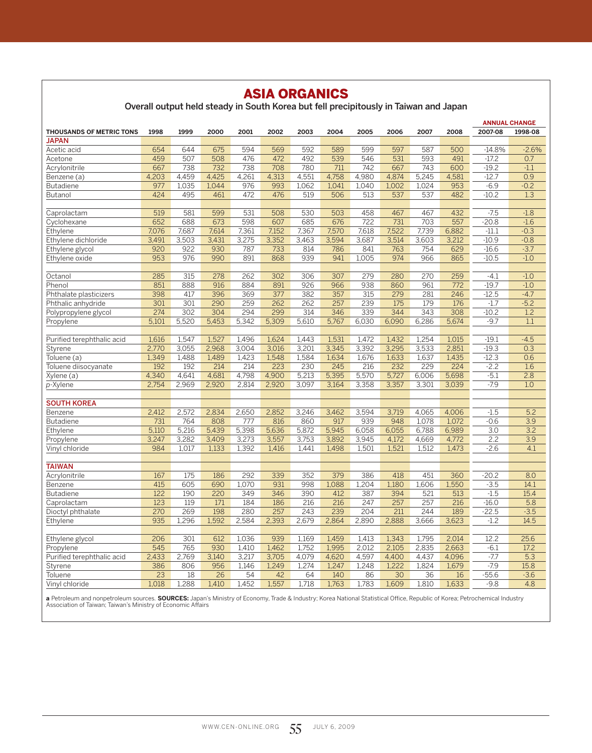# ASIA ORGANICS

Overall output held steady in South Korea but fell precipitously in Taiwan and Japan

| THOUSANDS OF METRIC TONS | 1998 | 1999 | 2000 | 2001 | 2002 | 2003 | 2004 | 2005 | 2006 | 2007 | 2008 | ANNUAL CHANGE 2007-08 | 1998-08 |
|---|---|---|---|---|---|---|---|---|---|---|---|---|---|
| **JAPAN** | | | | | | | | | | | | | |
| Acetic acid | 654 | 644 | 675 | 594 | 569 | 592 | 589 | 599 | 597 | 587 | 500 | -14.8% | -2.6% |
| Acetone | 459 | 507 | 508 | 476 | 472 | 492 | 539 | 546 | 531 | 593 | 491 | -17.2 | 0.7 |
| Acrylonitrile | 667 | 738 | 732 | 738 | 708 | 780 | 711 | 742 | 667 | 743 | 600 | -19.2 | -1.1 |
| Benzene (a) | 4,203 | 4,459 | 4,425 | 4,261 | 4,313 | 4,551 | 4,758 | 4,980 | 4,874 | 5,245 | 4,581 | -12.7 | 0.9 |
| Butadiene | 977 | 1,035 | 1,044 | 976 | 993 | 1,062 | 1,041 | 1,040 | 1,002 | 1,024 | 953 | -6.9 | -0.2 |
| Butanol | 424 | 495 | 461 | 472 | 476 | 519 | 506 | 513 | 537 | 537 | 482 | -10.2 | 1.3 |
| Caprolactam | 519 | 581 | 599 | 531 | 508 | 530 | 503 | 458 | 467 | 467 | 432 | -7.5 | -1.8 |
| Cyclohexane | 652 | 688 | 673 | 598 | 607 | 685 | 676 | 722 | 731 | 703 | 557 | -20.8 | -1.6 |
| Ethylene | 7,076 | 7,687 | 7,614 | 7,361 | 7,152 | 7,367 | 7,570 | 7,618 | 7,522 | 7,739 | 6,882 | -11.1 | -0.3 |
| Ethylene dichloride | 3,491 | 3,503 | 3,431 | 3,275 | 3,352 | 3,463 | 3,594 | 3,687 | 3,514 | 3,603 | 3,212 | -10.9 | -0.8 |
| Ethylene glycol | 920 | 922 | 930 | 787 | 733 | 814 | 786 | 841 | 763 | 754 | 629 | -16.6 | -3.7 |
| Ethylene oxide | 953 | 976 | 990 | 891 | 868 | 939 | 941 | 1,005 | 974 | 966 | 865 | -10.5 | -1.0 |
| Octanol | 285 | 315 | 278 | 262 | 302 | 306 | 307 | 279 | 280 | 270 | 259 | -4.1 | -1.0 |
| Phenol | 851 | 888 | 916 | 884 | 891 | 926 | 966 | 938 | 860 | 961 | 772 | -19.7 | -1.0 |
| Phthalate plasticizers | 398 | 417 | 396 | 369 | 377 | 382 | 357 | 315 | 279 | 281 | 246 | -12.5 | -4.7 |
| Phthalic anhydride | 301 | 301 | 290 | 259 | 262 | 262 | 257 | 239 | 175 | 179 | 176 | -1.7 | -5.2 |
| Polypropylene glycol | 274 | 302 | 304 | 294 | 299 | 314 | 346 | 339 | 344 | 343 | 308 | -10.2 | 1.2 |
| Propylene | 5,101 | 5,520 | 5,453 | 5,342 | 5,309 | 5,610 | 5,767 | 6,030 | 6,090 | 6,286 | 5,674 | -9.7 | 1.1 |
| Purified terephthalic acid | 1,616 | 1,547 | 1,527 | 1,496 | 1,624 | 1,443 | 1,531 | 1,472 | 1,432 | 1,254 | 1,015 | -19.1 | -4.5 |
| Styrene | 2,770 | 3,055 | 2,968 | 3,004 | 3,016 | 3,201 | 3,345 | 3,392 | 3,295 | 3,533 | 2,851 | -19.3 | 0.3 |
| Toluene (a) | 1,349 | 1,488 | 1,489 | 1,423 | 1,548 | 1,584 | 1,634 | 1,676 | 1,633 | 1,637 | 1,435 | -12.3 | 0.6 |
| Toluene diisocyanate | 192 | 192 | 214 | 214 | 223 | 230 | 245 | 216 | 232 | 229 | 224 | -2.2 | 1.6 |
| Xylene (a) | 4,340 | 4,641 | 4,681 | 4,798 | 4,900 | 5,213 | 5,395 | 5,570 | 5,727 | 6,006 | 5,698 | -5.1 | 2.8 |
| *p*-Xylene | 2,754 | 2,969 | 2,920 | 2,814 | 2,920 | 3,097 | 3,164 | 3,358 | 3,357 | 3,301 | 3,039 | -7.9 | 1.0 |
| **SOUTH KOREA** | | | | | | | | | | | | | |
| Benzene | 2,412 | 2,572 | 2,834 | 2,650 | 2,852 | 3,246 | 3,462 | 3,594 | 3,719 | 4,065 | 4,006 | -1.5 | 5.2 |
| Butadiene | 731 | 764 | 808 | 777 | 816 | 860 | 917 | 939 | 948 | 1,078 | 1,072 | -0.6 | 3.9 |
| Ethylene | 5,110 | 5,216 | 5,439 | 5,398 | 5,636 | 5,872 | 5,945 | 6,058 | 6,055 | 6,788 | 6,989 | 3.0 | 3.2 |
| Propylene | 3,247 | 3,282 | 3,409 | 3,273 | 3,557 | 3,753 | 3,892 | 3,945 | 4,172 | 4,669 | 4,772 | 2.2 | 3.9 |
| Vinyl chloride | 984 | 1,017 | 1,133 | 1,392 | 1,416 | 1,441 | 1,498 | 1,501 | 1,521 | 1,512 | 1,473 | -2.6 | 4.1 |
| **TAIWAN** | | | | | | | | | | | | | |
| Acrylonitrile | 167 | 175 | 186 | 292 | 339 | 352 | 379 | 386 | 418 | 451 | 360 | -20.2 | 8.0 |
| Benzene | 415 | 605 | 690 | 1,070 | 931 | 998 | 1,088 | 1,204 | 1,180 | 1,606 | 1,550 | -3.5 | 14.1 |
| Butadiene | 122 | 190 | 220 | 349 | 346 | 390 | 412 | 387 | 394 | 521 | 513 | -1.5 | 15.4 |
| Caprolactam | 123 | 119 | 171 | 184 | 186 | 216 | 216 | 247 | 257 | 257 | 216 | -16.0 | 5.8 |
| Dioctyl phthalate | 270 | 269 | 198 | 280 | 257 | 243 | 239 | 204 | 211 | 244 | 189 | -22.5 | -3.5 |
| Ethylene | 935 | 1,296 | 1,592 | 2,584 | 2,393 | 2,679 | 2,864 | 2,890 | 2,888 | 3,666 | 3,623 | -1.2 | 14.5 |
| Ethylene glycol | 206 | 301 | 612 | 1,036 | 939 | 1,169 | 1,459 | 1,413 | 1,343 | 1,795 | 2,014 | 12.2 | 25.6 |
| Propylene | 545 | 765 | 930 | 1,410 | 1,462 | 1,752 | 1,995 | 2,012 | 2,105 | 2,835 | 2,663 | -6.1 | 17.2 |
| Purified terephthalic acid | 2,433 | 2,769 | 3,140 | 3,217 | 3,705 | 4,079 | 4,620 | 4,597 | 4,400 | 4,437 | 4,096 | -7.7 | 5.3 |
| Styrene | 386 | 806 | 956 | 1,146 | 1,249 | 1,274 | 1,247 | 1,248 | 1,222 | 1,824 | 1,679 | -7.9 | 15.8 |
| Toluene | 23 | 18 | 26 | 54 | 42 | 64 | 140 | 86 | 30 | 36 | 16 | -55.6 | -3.6 |
| Vinyl chloride | 1,018 | 1,288 | 1,410 | 1,452 | 1,557 | 1,718 | 1,763 | 1,783 | 1,609 | 1,810 | 1,633 | -9.8 | 4.8 |

**a** Petroleum and nonpetroleum sources. **SOURCES:** Japan's Ministry of Economy, Trade & Industry; Korea National Statistical Office, Republic of Korea; Petrochemical Industry Association of Taiwan; Taiwan's Ministry of Economic Affairs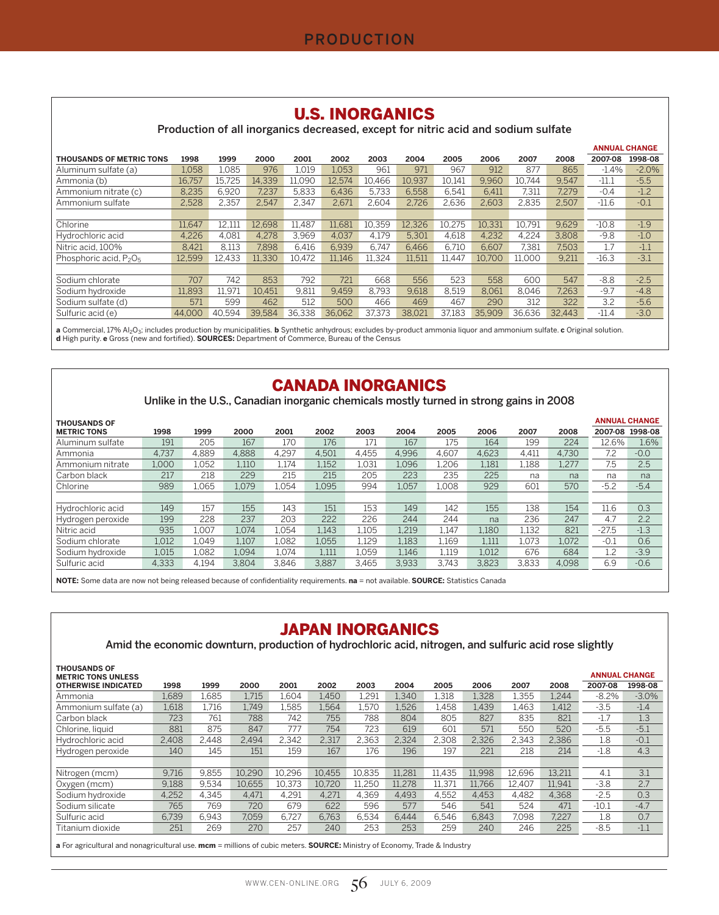## U.S. INORGANICS

Production of all inorganics decreased, except for nitric acid and sodium sulfate

| THOUSANDS OF METRIC TONS | 1998 | 1999 | 2000 | 2001 | 2002 | 2003 | 2004 | 2005 | 2006 | 2007 | 2008 | ANNUAL CHANGE 2007-08 | 1998-08 |
|---|---|---|---|---|---|---|---|---|---|---|---|---|---|
| Aluminum sulfate (a) | 1,058 | 1,085 | 976 | 1,019 | 1,053 | 961 | 971 | 967 | 912 | 877 | 865 | -1.4% | -2.0% |
| Ammonia (b) | 16,757 | 15,725 | 14,339 | 11,090 | 12,574 | 10,466 | 10,937 | 10,141 | 9,960 | 10,744 | 9,547 | -11.1 | -5.5 |
| Ammonium nitrate (c) | 8,235 | 6,920 | 7,237 | 5,833 | 6,436 | 5,733 | 6,558 | 6,541 | 6,411 | 7,311 | 7,279 | -0.4 | -1.2 |
| Ammonium sulfate | 2,528 | 2,357 | 2,547 | 2,347 | 2,671 | 2,604 | 2,726 | 2,636 | 2,603 | 2,835 | 2,507 | -11.6 | -0.1 |
| Chlorine | 11,647 | 12,111 | 12,698 | 11,487 | 11,681 | 10,359 | 12,326 | 10,275 | 10,331 | 10,791 | 9,629 | -10.8 | -1.9 |
| Hydrochloric acid | 4,226 | 4,081 | 4,278 | 3,969 | 4,037 | 4,179 | 5,301 | 4,618 | 4,232 | 4,224 | 3,808 | -9.8 | -1.0 |
| Nitric acid, 100% | 8,421 | 8,113 | 7,898 | 6,416 | 6,939 | 6,747 | 6,466 | 6,710 | 6,607 | 7,381 | 7,503 | 1.7 | -1.1 |
| Phosphoric acid, $P_2O_5$ | 12,599 | 12,433 | 11,330 | 10,472 | 11,146 | 11,324 | 11,511 | 11,447 | 10,700 | 11,000 | 9,211 | -16.3 | -3.1 |
| Sodium chlorate | 707 | 742 | 853 | 792 | 721 | 668 | 556 | 523 | 558 | 600 | 547 | -8.8 | -2.5 |
| Sodium hydroxide | 11,893 | 11,971 | 10,451 | 9,811 | 9,459 | 8,793 | 9,618 | 8,519 | 8,061 | 8,046 | 7,263 | -9.7 | -4.8 |
| Sodium sulfate (d) | 571 | 599 | 462 | 512 | 500 | 466 | 469 | 467 | 290 | 312 | 322 | 3.2 | -5.6 |
| Sulfuric acid (e) | 44,000 | 40,594 | 39,584 | 36,338 | 36,062 | 37,373 | 38,021 | 37,183 | 35,909 | 36,636 | 32,443 | -11.4 | -3.0 |

**a** Commercial, 17% $Al_2O_3$; includes production by municipalities. **b** Synthetic anhydrous; excludes by-product ammonia liquor and ammonium sulfate. **c** Original solution. **d** High purity. **e** Gross (new and fortified). **SOURCES:** Department of Commerce, Bureau of the Census

## CANADA INORGANICS

Unlike in the U.S., Canadian inorganic chemicals mostly turned in strong gains in 2008

| THOUSANDS OF METRIC TONS | 1998 | 1999 | 2000 | 2001 | 2002 | 2003 | 2004 | 2005 | 2006 | 2007 | 2008 | ANNUAL CHANGE 2007-08 | 1998-08 |
|---|---|---|---|---|---|---|---|---|---|---|---|---|---|
| Aluminum sulfate | 191 | 205 | 167 | 170 | 176 | 171 | 167 | 175 | 164 | 199 | 224 | 12.6% | 1.6% |
| Ammonia | 4,737 | 4,889 | 4,888 | 4,297 | 4,501 | 4,455 | 4,996 | 4,607 | 4,623 | 4,411 | 4,730 | 7.2 | -0.0 |
| Ammonium nitrate | 1,000 | 1,052 | 1,110 | 1,174 | 1,152 | 1,031 | 1,096 | 1,206 | 1,181 | 1,188 | 1,277 | 7.5 | 2.5 |
| Carbon black | 217 | 218 | 229 | 215 | 215 | 205 | 223 | 235 | 225 | na | na | na | na |
| Chlorine | 989 | 1,065 | 1,079 | 1,054 | 1,095 | 994 | 1,057 | 1,008 | 929 | 601 | 570 | -5.2 | -5.4 |
| Hydrochloric acid | 149 | 157 | 155 | 143 | 151 | 153 | 149 | 142 | 155 | 138 | 154 | 11.6 | 0.3 |
| Hydrogen peroxide | 199 | 228 | 237 | 203 | 222 | 226 | 244 | 244 | na | 236 | 247 | 4.7 | 2.2 |
| Nitric acid | 935 | 1,007 | 1,074 | 1,054 | 1,143 | 1,105 | 1,219 | 1,147 | 1,180 | 1,132 | 821 | -27.5 | -1.3 |
| Sodium chlorate | 1,012 | 1,049 | 1,107 | 1,082 | 1,055 | 1,129 | 1,183 | 1,169 | 1,111 | 1,073 | 1,072 | -0.1 | 0.6 |
| Sodium hydroxide | 1,015 | 1,082 | 1,094 | 1,074 | 1,111 | 1,059 | 1,146 | 1,119 | 1,012 | 676 | 684 | 1.2 | -3.9 |
| Sulfuric acid | 4,333 | 4,194 | 3,804 | 3,846 | 3,887 | 3,465 | 3,933 | 3,743 | 3,823 | 3,833 | 4,098 | 6.9 | -0.6 |

**NOTE:** Some data are now not being released because of confidentiality requirements. **na** = not available. **SOURCE:** Statistics Canada

## JAPAN INORGANICS

Amid the economic downturn, production of hydrochloric acid, nitrogen, and sulfuric acid rose slightly

| THOUSANDS OF METRIC TONS UNLESS OTHERWISE INDICATED | 1998 | 1999 | 2000 | 2001 | 2002 | 2003 | 2004 | 2005 | 2006 | 2007 | 2008 | ANNUAL CHANGE 2007-08 | 1998-08 |
|---|---|---|---|---|---|---|---|---|---|---|---|---|---|
| Ammonia | 1,689 | 1,685 | 1,715 | 1,604 | 1,450 | 1,291 | 1,340 | 1,318 | 1,328 | 1,355 | 1,244 | -8.2% | -3.0% |
| Ammonium sulfate (a) | 1,618 | 1,716 | 1,749 | 1,585 | 1,564 | 1,570 | 1,526 | 1,458 | 1,439 | 1,463 | 1,412 | -3.5 | -1.4 |
| Carbon black | 723 | 761 | 788 | 742 | 755 | 788 | 804 | 805 | 827 | 835 | 821 | -1.7 | 1.3 |
| Chlorine, liquid | 881 | 875 | 847 | 777 | 754 | 723 | 619 | 601 | 571 | 550 | 520 | -5.5 | -5.1 |
| Hydrochloric acid | 2,408 | 2,448 | 2,494 | 2,342 | 2,317 | 2,363 | 2,324 | 2,308 | 2,326 | 2,343 | 2,386 | 1.8 | -0.1 |
| Hydrogen peroxide | 140 | 145 | 151 | 159 | 167 | 176 | 196 | 197 | 221 | 218 | 214 | -1.8 | 4.3 |
| Nitrogen (mcm) | 9,716 | 9,855 | 10,290 | 10,296 | 10,455 | 10,835 | 11,281 | 11,435 | 11,998 | 12,696 | 13,211 | 4.1 | 3.1 |
| Oxygen (mcm) | 9,188 | 9,534 | 10,655 | 10,373 | 10,720 | 11,250 | 11,278 | 11,371 | 11,766 | 12,407 | 11,941 | -3.8 | 2.7 |
| Sodium hydroxide | 4,252 | 4,345 | 4,471 | 4,291 | 4,271 | 4,369 | 4,493 | 4,552 | 4,453 | 4,482 | 4,368 | -2.5 | 0.3 |
| Sodium silicate | 765 | 769 | 720 | 679 | 622 | 596 | 577 | 546 | 541 | 524 | 471 | -10.1 | -4.7 |
| Sulfuric acid | 6,739 | 6,943 | 7,059 | 6,727 | 6,763 | 6,534 | 6,444 | 6,546 | 6,843 | 7,098 | 7,227 | 1.8 | 0.7 |
| Titanium dioxide | 251 | 269 | 270 | 257 | 240 | 253 | 253 | 259 | 240 | 246 | 225 | -8.5 | -1.1 |

**a** For agricultural and nonagricultural use. **mcm** = millions of cubic meters. **SOURCE:** Ministry of Economy, Trade & Industry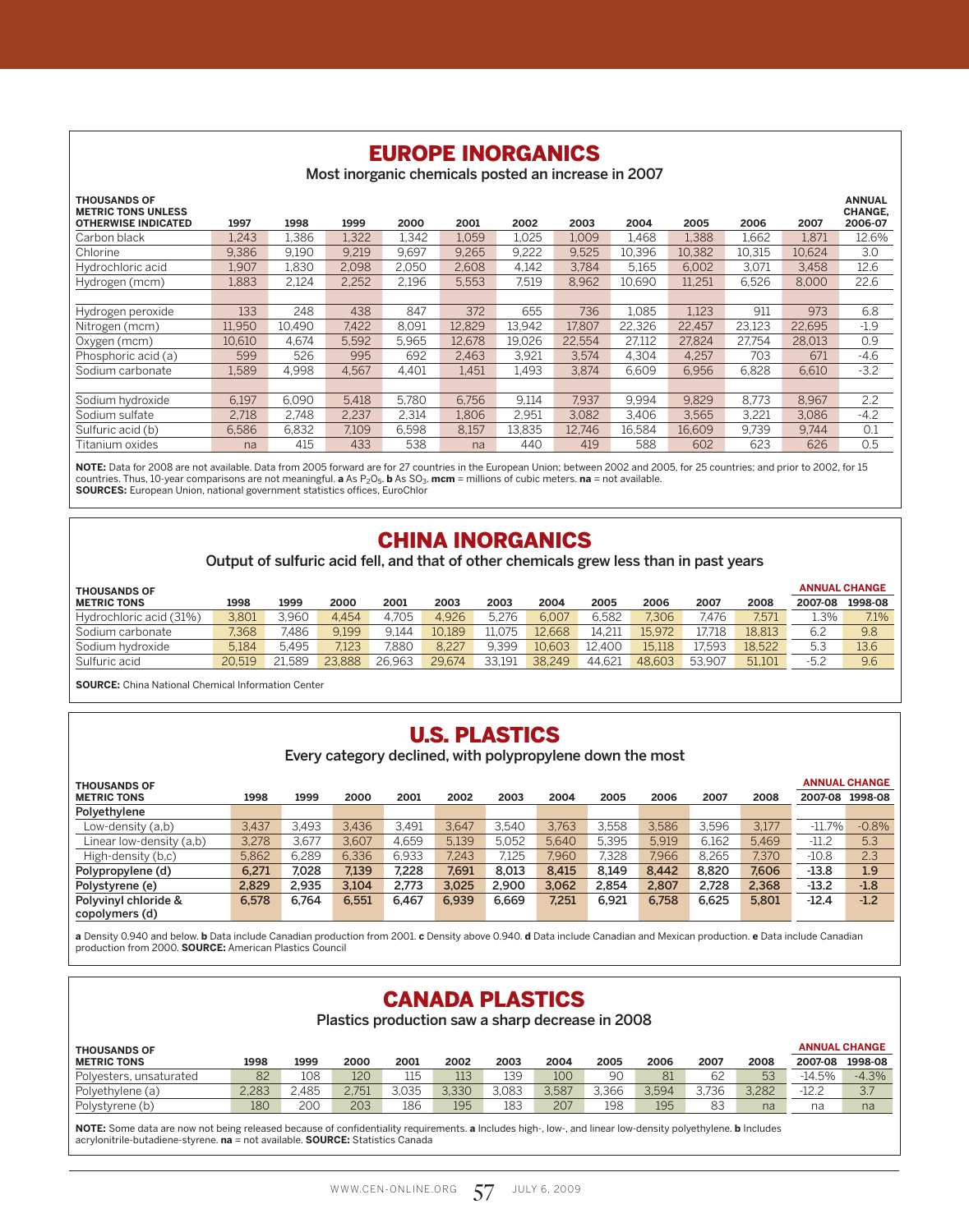## EUROPE INORGANICS

Most inorganic chemicals posted an increase in 2007

| THOUSANDS OF METRIC TONS UNLESS OTHERWISE INDICATED | 1997 | 1998 | 1999 | 2000 | 2001 | 2002 | 2003 | 2004 | 2005 | 2006 | 2007 | ANNUAL CHANGE, 2006-07 |
|---|---|---|---|---|---|---|---|---|---|---|---|---|
| Carbon black | 1,243 | 1,386 | 1,322 | 1,342 | 1,059 | 1,025 | 1,009 | 1,468 | 1,388 | 1,662 | 1,871 | 12.6% |
| Chlorine | 9,386 | 9,190 | 9,219 | 9,697 | 9,265 | 9,222 | 9,525 | 10,396 | 10,382 | 10,315 | 10,624 | 3.0 |
| Hydrochloric acid | 1,907 | 1,830 | 2,098 | 2,050 | 2,608 | 4,142 | 3,784 | 5,165 | 6,002 | 3,071 | 3,458 | 12.6 |
| Hydrogen (mcm) | 1,883 | 2,124 | 2,252 | 2,196 | 5,553 | 7,519 | 8,962 | 10,690 | 11,251 | 6,526 | 8,000 | 22.6 |
| Hydrogen peroxide | 133 | 248 | 438 | 847 | 372 | 655 | 736 | 1,085 | 1,123 | 911 | 973 | 6.8 |
| Nitrogen (mcm) | 11,950 | 10,490 | 7,422 | 8,091 | 12,829 | 13,942 | 17,807 | 22,326 | 22,457 | 23,123 | 22,695 | -1.9 |
| Oxygen (mcm) | 10,610 | 4,674 | 5,592 | 5,965 | 12,678 | 19,026 | 22,554 | 27,112 | 27,824 | 27,754 | 28,013 | 0.9 |
| Phosphoric acid (a) | 599 | 526 | 995 | 692 | 2,463 | 3,921 | 3,574 | 4,304 | 4,257 | 703 | 671 | -4.6 |
| Sodium carbonate | 1,589 | 4,998 | 4,567 | 4,401 | 1,451 | 1,493 | 3,874 | 6,609 | 6,956 | 6,828 | 6,610 | -3.2 |
| Sodium hydroxide | 6,197 | 6,090 | 5,418 | 5,780 | 6,756 | 9,114 | 7,937 | 9,994 | 9,829 | 8,773 | 8,967 | 2.2 |
| Sodium sulfate | 2,718 | 2,748 | 2,237 | 2,314 | 1,806 | 2,951 | 3,082 | 3,406 | 3,565 | 3,221 | 3,086 | -4.2 |
| Sulfuric acid (b) | 6,586 | 6,832 | 7,109 | 6,598 | 8,157 | 13,835 | 12,746 | 16,584 | 16,609 | 9,739 | 9,744 | 0.1 |
| Titanium oxides | na | 415 | 433 | 538 | na | 440 | 419 | 588 | 602 | 623 | 626 | 0.5 |

**NOTE:** Data for 2008 are not available. Data from 2005 forward are for 27 countries in the European Union; between 2002 and 2005, for 25 countries; and prior to 2002, for 15 countries. Thus, 10-year comparisons are not meaningful. **a** As $P_2O_5$. **b** As $SO_3$. **mcm** = millions of cubic meters. **na** = not available.
**SOURCES:** European Union, national government statistics offices, EuroChlor

## CHINA INORGANICS

Output of sulfuric acid fell, and that of other chemicals grew less than in past years

| THOUSANDS OF METRIC TONS | 1998 | 1999 | 2000 | 2001 | 2003 | 2003 | 2004 | 2005 | 2006 | 2007 | 2008 | ANNUAL CHANGE 2007-08 | 1998-08 |
|---|---|---|---|---|---|---|---|---|---|---|---|---|---|
| Hydrochloric acid (31%) | 3,801 | 3,960 | 4,454 | 4,705 | 4,926 | 5,276 | 6,007 | 6,582 | 7,306 | 7,476 | 7,571 | 1.3% | 7.1% |
| Sodium carbonate | 7,368 | 7,486 | 9,199 | 9,144 | 10,189 | 11,075 | 12,668 | 14,211 | 15,972 | 17,718 | 18,813 | 6.2 | 9.8 |
| Sodium hydroxide | 5,184 | 5,495 | 7,123 | 7,880 | 8,227 | 9,399 | 10,603 | 12,400 | 15,118 | 17,593 | 18,522 | 5.3 | 13.6 |
| Sulfuric acid | 20,519 | 21,589 | 23,888 | 26,963 | 29,674 | 33,191 | 38,249 | 44,621 | 48,603 | 53,907 | 51,101 | -5.2 | 9.6 |

**SOURCE:** China National Chemical Information Center

## U.S. PLASTICS

Every category declined, with polypropylene down the most

| THOUSANDS OF METRIC TONS | 1998 | 1999 | 2000 | 2001 | 2002 | 2003 | 2004 | 2005 | 2006 | 2007 | 2008 | ANNUAL CHANGE 2007-08 | 1998-08 |
|---|---|---|---|---|---|---|---|---|---|---|---|---|---|
| **Polyethylene** | | | | | | | | | | | | | |
| Low-density (a,b) | 3,437 | 3,493 | 3,436 | 3,491 | 3,647 | 3,540 | 3,763 | 3,558 | 3,586 | 3,596 | 3,177 | -11.7% | -0.8% |
| Linear low-density (a,b) | 3,278 | 3,677 | 3,607 | 4,659 | 5,139 | 5,052 | 5,640 | 5,395 | 5,919 | 6,162 | 5,469 | -11.2 | 5.3 |
| High-density (b,c) | 5,862 | 6,289 | 6,336 | 6,933 | 7,243 | 7,125 | 7,960 | 7,328 | 7,966 | 8,265 | 7,370 | -10.8 | 2.3 |
| **Polypropylene (d)** | **6,271** | **7,028** | **7,139** | **7,228** | **7,691** | **8,013** | **8,415** | **8,149** | **8,442** | **8,820** | **7,606** | **-13.8** | **1.9** |
| **Polystyrene (e)** | **2,829** | **2,935** | **3,104** | **2,773** | **3,025** | **2,900** | **3,062** | **2,854** | **2,807** | **2,728** | **2,368** | **-13.2** | **-1.8** |
| **Polyvinyl chloride & copolymers (d)** | **6,578** | **6,764** | **6,551** | **6,467** | **6,939** | **6,669** | **7,251** | **6,921** | **6,758** | **6,625** | **5,801** | **-12.4** | **-1.2** |

**a** Density 0.940 and below. **b** Data include Canadian production from 2001. **c** Density above 0.940. **d** Data include Canadian and Mexican production. **e** Data include Canadian production from 2000. **SOURCE:** American Plastics Council

## CANADA PLASTICS

Plastics production saw a sharp decrease in 2008

| THOUSANDS OF METRIC TONS | 1998 | 1999 | 2000 | 2001 | 2002 | 2003 | 2004 | 2005 | 2006 | 2007 | 2008 | ANNUAL CHANGE 2007-08 | 1998-08 |
|---|---|---|---|---|---|---|---|---|---|---|---|---|---|
| Polyesters, unsaturated | 82 | 108 | 120 | 115 | 113 | 139 | 100 | 90 | 81 | 62 | 53 | -14.5% | -4.3% |
| Polyethylene (a) | 2,283 | 2,485 | 2,751 | 3,035 | 3,330 | 3,083 | 3,587 | 3,366 | 3,594 | 3,736 | 3,282 | -12.2 | 3.7 |
| Polystyrene (b) | 180 | 200 | 203 | 186 | 195 | 183 | 207 | 198 | 195 | 83 | na | na | na |

**NOTE:** Some data are now not being released because of confidentiality requirements. **a** Includes high-, low-, and linear low-density polyethylene. **b** Includes acrylonitrile-butadiene-styrene. **na** = not available. **SOURCE:** Statistics Canada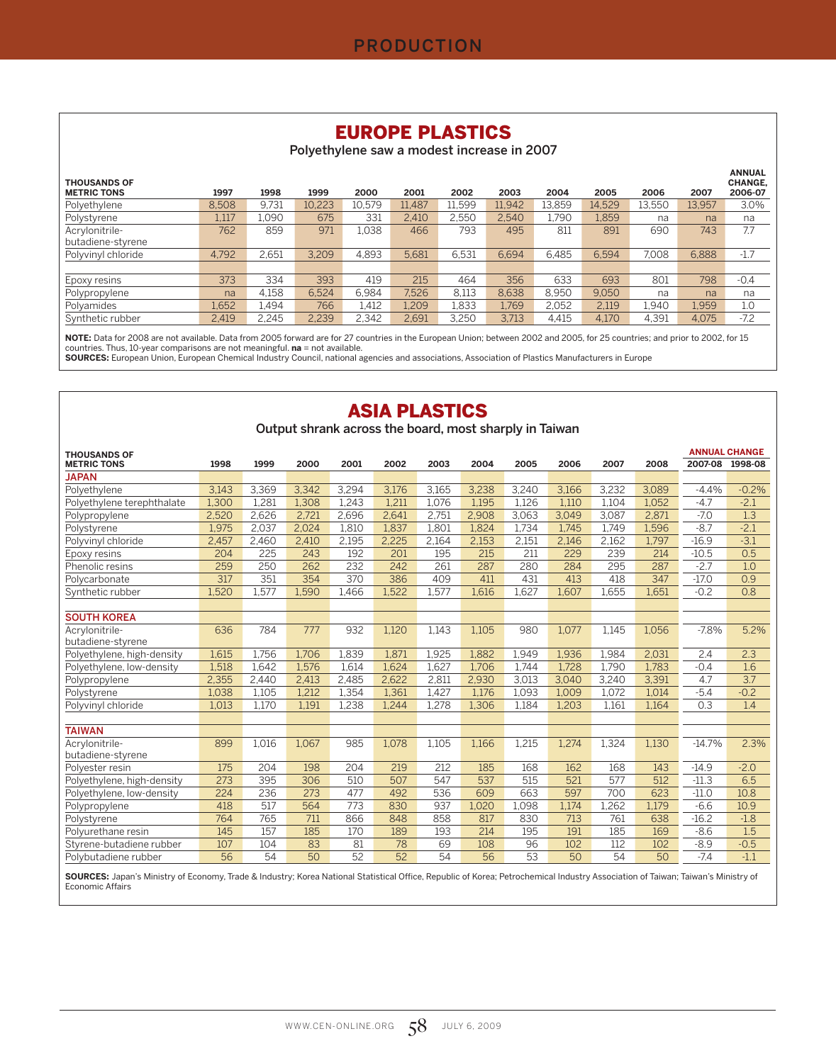# PRODUCTION

## EUROPE PLASTICS

Polyethylene saw a modest increase in 2007

| THOUSANDS OF METRIC TONS | 1997 | 1998 | 1999 | 2000 | 2001 | 2002 | 2003 | 2004 | 2005 | 2006 | 2007 | ANNUAL CHANGE, 2006-07 |
|---|---|---|---|---|---|---|---|---|---|---|---|---|
| Polyethylene | 8,508 | 9,731 | 10,223 | 10,579 | 11,487 | 11,599 | 11,942 | 13,859 | 14,529 | 13,550 | 13,957 | 3.0% |
| Polystyrene | 1,117 | 1,090 | 675 | 331 | 2,410 | 2,550 | 2,540 | 1,790 | 1,859 | na | na | na |
| Acrylonitrile-butadiene-styrene | 762 | 859 | 971 | 1,038 | 466 | 793 | 495 | 811 | 891 | 690 | 743 | 7.7 |
| Polyvinyl chloride | 4,792 | 2,651 | 3,209 | 4,893 | 5,681 | 6,531 | 6,694 | 6,485 | 6,594 | 7,008 | 6,888 | -1.7 |
| Epoxy resins | 373 | 334 | 393 | 419 | 215 | 464 | 356 | 633 | 693 | 801 | 798 | -0.4 |
| Polypropylene | na | 4,158 | 6,524 | 6,984 | 7,526 | 8,113 | 8,638 | 8,950 | 9,050 | na | na | na |
| Polyamides | 1,652 | 1,494 | 766 | 1,412 | 1,209 | 1,833 | 1,769 | 2,052 | 2,119 | 1,940 | 1,959 | 1.0 |
| Synthetic rubber | 2,419 | 2,245 | 2,239 | 2,342 | 2,691 | 3,250 | 3,713 | 4,415 | 4,170 | 4,391 | 4,075 | -7.2 |

**NOTE:** Data for 2008 are not available. Data from 2005 forward are for 27 countries in the European Union; between 2002 and 2005, for 25 countries; and prior to 2002, for 15 countries. Thus, 10-year comparisons are not meaningful. **na** = not available.
**SOURCES:** European Union, European Chemical Industry Council, national agencies and associations, Association of Plastics Manufacturers in Europe

## ASIA PLASTICS

Output shrank across the board, most sharply in Taiwan

| THOUSANDS OF METRIC TONS | 1998 | 1999 | 2000 | 2001 | 2002 | 2003 | 2004 | 2005 | 2006 | 2007 | 2008 | ANNUAL CHANGE 2007-08 | ANNUAL CHANGE 1998-08 |
|---|---|---|---|---|---|---|---|---|---|---|---|---|---|
| **JAPAN** | | | | | | | | | | | | | |
| Polyethylene | 3,143 | 3,369 | 3,342 | 3,294 | 3,176 | 3,165 | 3,238 | 3,240 | 3,166 | 3,232 | 3,089 | -4.4% | -0.2% |
| Polyethylene terephthalate | 1,300 | 1,281 | 1,308 | 1,243 | 1,211 | 1,076 | 1,195 | 1,126 | 1,110 | 1,104 | 1,052 | -4.7 | -2.1 |
| Polypropylene | 2,520 | 2,626 | 2,721 | 2,696 | 2,641 | 2,751 | 2,908 | 3,063 | 3,049 | 3,087 | 2,871 | -7.0 | 1.3 |
| Polystyrene | 1,975 | 2,037 | 2,024 | 1,810 | 1,837 | 1,801 | 1,824 | 1,734 | 1,745 | 1,749 | 1,596 | -8.7 | -2.1 |
| Polyvinyl chloride | 2,457 | 2,460 | 2,410 | 2,195 | 2,225 | 2,164 | 2,153 | 2,151 | 2,146 | 2,162 | 1,797 | -16.9 | -3.1 |
| Epoxy resins | 204 | 225 | 243 | 192 | 201 | 195 | 215 | 211 | 229 | 239 | 214 | -10.5 | 0.5 |
| Phenolic resins | 259 | 250 | 262 | 232 | 242 | 261 | 287 | 280 | 284 | 295 | 287 | -2.7 | 1.0 |
| Polycarbonate | 317 | 351 | 354 | 370 | 386 | 409 | 411 | 431 | 413 | 418 | 347 | -17.0 | 0.9 |
| Synthetic rubber | 1,520 | 1,577 | 1,590 | 1,466 | 1,522 | 1,577 | 1,616 | 1,627 | 1,607 | 1,655 | 1,651 | -0.2 | 0.8 |
| **SOUTH KOREA** | | | | | | | | | | | | | |
| Acrylonitrile-butadiene-styrene | 636 | 784 | 777 | 932 | 1,120 | 1,143 | 1,105 | 980 | 1,077 | 1,145 | 1,056 | -7.8% | 5.2% |
| Polyethylene, high-density | 1,615 | 1,756 | 1,706 | 1,839 | 1,871 | 1,925 | 1,882 | 1,949 | 1,936 | 1,984 | 2,031 | 2.4 | 2.3 |
| Polyethylene, low-density | 1,518 | 1,642 | 1,576 | 1,614 | 1,624 | 1,627 | 1,706 | 1,744 | 1,728 | 1,790 | 1,783 | -0.4 | 1.6 |
| Polypropylene | 2,355 | 2,440 | 2,413 | 2,485 | 2,622 | 2,811 | 2,930 | 3,013 | 3,040 | 3,240 | 3,391 | 4.7 | 3.7 |
| Polystyrene | 1,038 | 1,105 | 1,212 | 1,354 | 1,361 | 1,427 | 1,176 | 1,093 | 1,009 | 1,072 | 1,014 | -5.4 | -0.2 |
| Polyvinyl chloride | 1,013 | 1,170 | 1,191 | 1,238 | 1,244 | 1,278 | 1,306 | 1,184 | 1,203 | 1,161 | 1,164 | 0.3 | 1.4 |
| **TAIWAN** | | | | | | | | | | | | | |
| Acrylonitrile-butadiene-styrene | 899 | 1,016 | 1,067 | 985 | 1,078 | 1,105 | 1,166 | 1,215 | 1,274 | 1,324 | 1,130 | -14.7% | 2.3% |
| Polyester resin | 175 | 204 | 198 | 204 | 219 | 212 | 185 | 168 | 162 | 168 | 143 | -14.9 | -2.0 |
| Polyethylene, high-density | 273 | 395 | 306 | 510 | 507 | 547 | 537 | 515 | 521 | 577 | 512 | -11.3 | 6.5 |
| Polyethylene, low-density | 224 | 236 | 273 | 477 | 492 | 536 | 609 | 663 | 597 | 700 | 623 | -11.0 | 10.8 |
| Polypropylene | 418 | 517 | 564 | 773 | 830 | 937 | 1,020 | 1,098 | 1,174 | 1,262 | 1,179 | -6.6 | 10.9 |
| Polystyrene | 764 | 765 | 711 | 866 | 848 | 858 | 817 | 830 | 713 | 761 | 638 | -16.2 | -1.8 |
| Polyurethane resin | 145 | 157 | 185 | 170 | 189 | 193 | 214 | 195 | 191 | 185 | 169 | -8.6 | 1.5 |
| Styrene-butadiene rubber | 107 | 104 | 83 | 81 | 78 | 69 | 108 | 96 | 102 | 112 | 102 | -8.9 | -0.5 |
| Polybutadiene rubber | 56 | 54 | 50 | 52 | 52 | 54 | 56 | 53 | 50 | 54 | 50 | -7.4 | -1.1 |

**SOURCES:** Japan's Ministry of Economy, Trade & Industry; Korea National Statistical Office, Republic of Korea; Petrochemical Industry Association of Taiwan; Taiwan's Ministry of Economic Affairs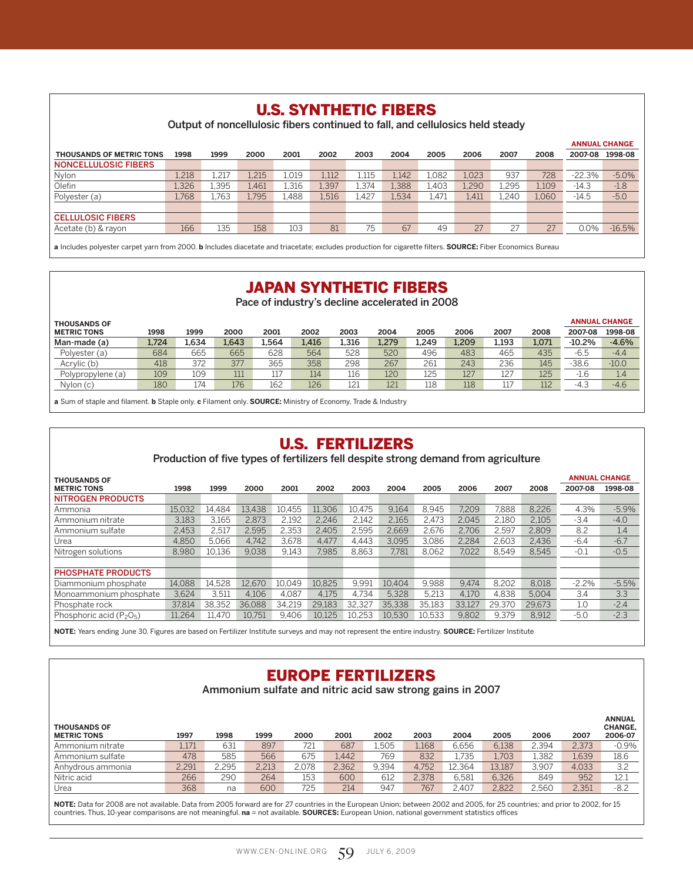## U.S. SYNTHETIC FIBERS

Output of noncellulosic fibers continued to fall, and cellulosics held steady

| THOUSANDS OF METRIC TONS | 1998 | 1999 | 2000 | 2001 | 2002 | 2003 | 2004 | 2005 | 2006 | 2007 | 2008 | ANNUAL CHANGE 2007-08 | 1998-08 |
|---|---|---|---|---|---|---|---|---|---|---|---|---|---|
| **NONCELLULOSIC FIBERS** | | | | | | | | | | | | | |
| Nylon | 1,218 | 1,217 | 1,215 | 1,019 | 1,112 | 1,115 | 1,142 | 1,082 | 1,023 | 937 | 728 | -22.3% | -5.0% |
| Olefin | 1,326 | 1,395 | 1,461 | 1,316 | 1,397 | 1,374 | 1,388 | 1,403 | 1,290 | 1,295 | 1,109 | -14.3 | -1.8 |
| Polyester (a) | 1,768 | 1,763 | 1,795 | 1,488 | 1,516 | 1,427 | 1,534 | 1,471 | 1,411 | 1,240 | 1,060 | -14.5 | -5.0 |
| **CELLULOSIC FIBERS** | | | | | | | | | | | | | |
| Acetate (b) & rayon | 166 | 135 | 158 | 103 | 81 | 75 | 67 | 49 | 27 | 27 | 27 | 0.0% | -16.5% |

**a** Includes polyester carpet yarn from 2000. **b** Includes diacetate and triacetate; excludes production for cigarette filters. **SOURCE:** Fiber Economics Bureau

## JAPAN SYNTHETIC FIBERS

Pace of industry's decline accelerated in 2008

| THOUSANDS OF METRIC TONS | 1998 | 1999 | 2000 | 2001 | 2002 | 2003 | 2004 | 2005 | 2006 | 2007 | 2008 | ANNUAL CHANGE 2007-08 | 1998-08 |
|---|---|---|---|---|---|---|---|---|---|---|---|---|---|
| **Man-made (a)** | **1,724** | **1,634** | **1,643** | **1,564** | **1,416** | **1,316** | **1,279** | **1,249** | **1,209** | **1,193** | **1,071** | **-10.2%** | **-4.6%** |
| Polyester (a) | 684 | 665 | 665 | 628 | 564 | 528 | 520 | 496 | 483 | 465 | 435 | -6.5 | -4.4 |
| Acrylic (b) | 418 | 372 | 377 | 365 | 358 | 298 | 267 | 261 | 243 | 236 | 145 | -38.6 | -10.0 |
| Polypropylene (a) | 109 | 109 | 111 | 117 | 114 | 116 | 120 | 125 | 127 | 127 | 125 | -1.6 | 1.4 |
| Nylon (c) | 180 | 174 | 176 | 162 | 126 | 121 | 121 | 118 | 118 | 117 | 112 | -4.3 | -4.6 |

**a** Sum of staple and filament. **b** Staple only. **c** Filament only. **SOURCE:** Ministry of Economy, Trade & Industry

## U.S. FERTILIZERS

Production of five types of fertilizers fell despite strong demand from agriculture

| THOUSANDS OF METRIC TONS | 1998 | 1999 | 2000 | 2001 | 2002 | 2003 | 2004 | 2005 | 2006 | 2007 | 2008 | ANNUAL CHANGE 2007-08 | 1998-08 |
|---|---|---|---|---|---|---|---|---|---|---|---|---|---|
| **NITROGEN PRODUCTS** | | | | | | | | | | | | | |
| Ammonia | 15,032 | 14,484 | 13,438 | 10,455 | 11,306 | 10,475 | 9,164 | 8,945 | 7,209 | 7,888 | 8,226 | 4.3% | -5.9% |
| Ammonium nitrate | 3,183 | 3,165 | 2,873 | 2,192 | 2,246 | 2,142 | 2,165 | 2,473 | 2,045 | 2,180 | 2,105 | -3.4 | -4.0 |
| Ammonium sulfate | 2,453 | 2,517 | 2,595 | 2,353 | 2,405 | 2,595 | 2,669 | 2,676 | 2,706 | 2,597 | 2,809 | 8.2 | 1.4 |
| Urea | 4,850 | 5,066 | 4,742 | 3,678 | 4,477 | 4,443 | 3,095 | 3,086 | 2,284 | 2,603 | 2,436 | -6.4 | -6.7 |
| Nitrogen solutions | 8,980 | 10,136 | 9,038 | 9,143 | 7,985 | 8,863 | 7,781 | 8,062 | 7,022 | 8,549 | 8,545 | -0.1 | -0.5 |
| **PHOSPHATE PRODUCTS** | | | | | | | | | | | | | |
| Diammonium phosphate | 14,088 | 14,528 | 12,670 | 10,049 | 10,825 | 9,991 | 10,404 | 9,988 | 9,474 | 8,202 | 8,018 | -2.2% | -5.5% |
| Monoammonium phosphate | 3,624 | 3,511 | 4,106 | 4,087 | 4,175 | 4,734 | 5,328 | 5,213 | 4,170 | 4,838 | 5,004 | 3.4 | 3.3 |
| Phosphate rock | 37,814 | 38,352 | 36,088 | 34,219 | 29,183 | 32,327 | 35,338 | 35,183 | 33,127 | 29,370 | 29,673 | 1.0 | -2.4 |
| Phosphoric acid ($P_2O_5$) | 11,264 | 11,470 | 10,751 | 9,406 | 10,125 | 10,253 | 10,530 | 10,533 | 9,802 | 9,379 | 8,912 | -5.0 | -2.3 |

**NOTE:** Years ending June 30. Figures are based on Fertilizer Institute surveys and may not represent the entire industry. **SOURCE:** Fertilizer Institute

## EUROPE FERTILIZERS

Ammonium sulfate and nitric acid saw strong gains in 2007

| THOUSANDS OF METRIC TONS | 1997 | 1998 | 1999 | 2000 | 2001 | 2002 | 2003 | 2004 | 2005 | 2006 | 2007 | ANNUAL CHANGE, 2006-07 |
|---|---|---|---|---|---|---|---|---|---|---|---|---|
| Ammonium nitrate | 1,171 | 631 | 897 | 721 | 687 | 1,505 | 1,168 | 6,656 | 6,138 | 2,394 | 2,373 | -0.9% |
| Ammonium sulfate | 478 | 585 | 566 | 675 | 1,442 | 769 | 832 | 1,735 | 1,703 | 1,382 | 1,639 | 18.6 |
| Anhydrous ammonia | 2,291 | 2,295 | 2,213 | 2,078 | 2,362 | 9,394 | 4,752 | 12,364 | 13,187 | 3,907 | 4,033 | 3.2 |
| Nitric acid | 266 | 290 | 264 | 153 | 600 | 612 | 2,378 | 6,581 | 6,326 | 849 | 952 | 12.1 |
| Urea | 368 | na | 600 | 725 | 214 | 947 | 767 | 2,407 | 2,822 | 2,560 | 2,351 | -8.2 |

**NOTE:** Data for 2008 are not available. Data from 2005 forward are for 27 countries in the European Union; between 2002 and 2005, for 25 countries; and prior to 2002, for 15 countries. Thus, 10-year comparisons are not meaningful. **na** = not available. **SOURCES:** European Union, national government statistics offices